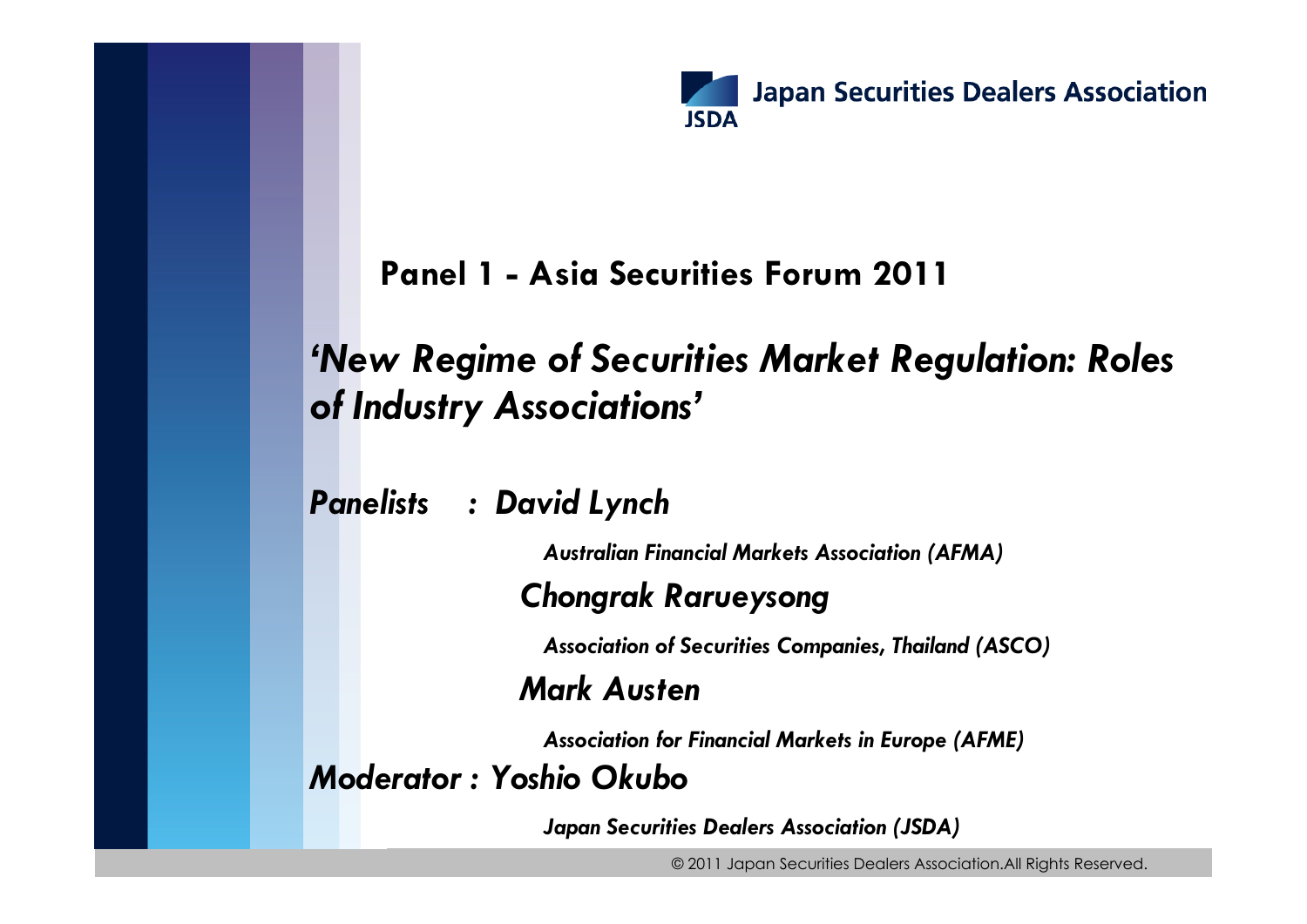Japan Securities Dealers Association

JSDA

## Panel 1 - Asia Securities Forum 2011

# *'New Regime of Securities Market Regulation: Roles of Industry Associations'*

***Panelists : David Lynch***

***Australian Financial Markets Association (AFMA)***

***Chongrak Rarueysong***

***Association of Securities Companies, Thailand (ASCO)***

***Mark Austen***

***Association for Financial Markets in Europe (AFME)***

***Moderator : Yoshio Okubo***

***Japan Securities Dealers Association (JSDA)***

© 2011 Japan Securities Dealers Association.All Rights Reserved.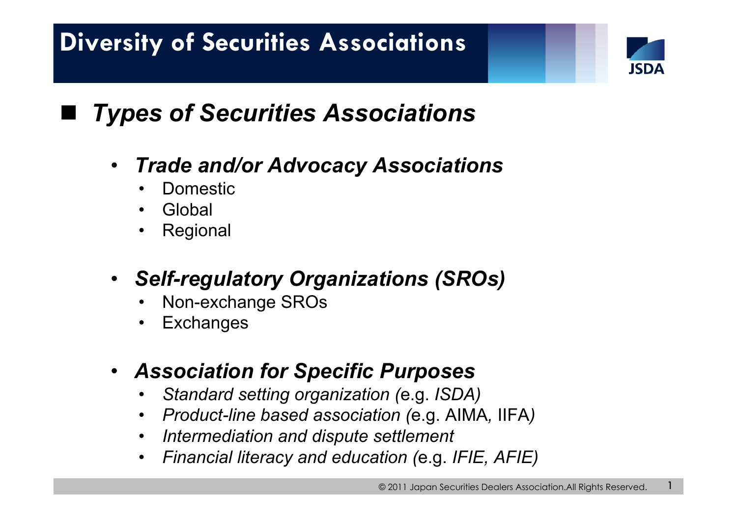# Diversity of Securities Associations

## *Types of Securities Associations*

- ***Trade and/or Advocacy Associations***
  - Domestic
  - Global
  - Regional

- ***Self-regulatory Organizations (SROs)***
  - Non-exchange SROs
  - Exchanges

- ***Association for Specific Purposes***
  - *Standard setting organization (*e.g. *ISDA)*
  - *Product-line based association (*e.g. AIMA*,* IIFA*)*
  - *Intermediation and dispute settlement*
  - *Financial literacy and education (*e.g. *IFIE, AFIE)*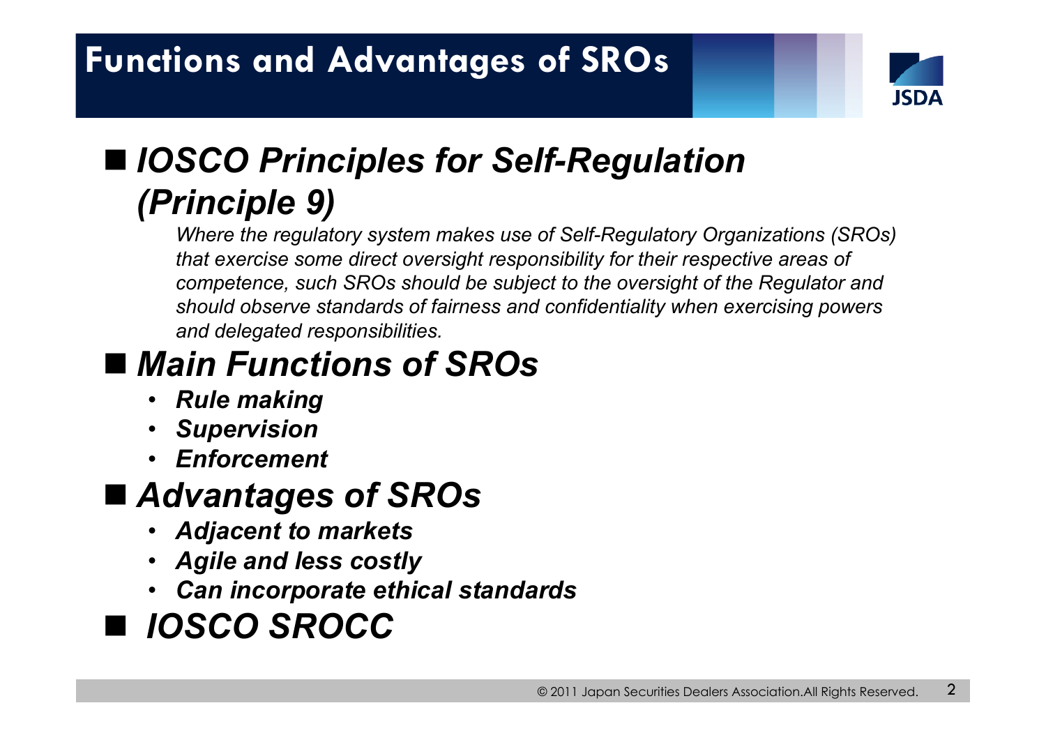# Functions and Advantages of SROs

## *IOSCO Principles for Self-Regulation (Principle 9)*

*Where the regulatory system makes use of Self-Regulatory Organizations (SROs) that exercise some direct oversight responsibility for their respective areas of competence, such SROs should be subject to the oversight of the Regulator and should observe standards of fairness and confidentiality when exercising powers and delegated responsibilities.*

## *Main Functions of SROs*

- ***Rule making***
- ***Supervision***
- ***Enforcement***

## *Advantages of SROs*

- ***Adjacent to markets***
- ***Agile and less costly***
- ***Can incorporate ethical standards***

## *IOSCO SROCC*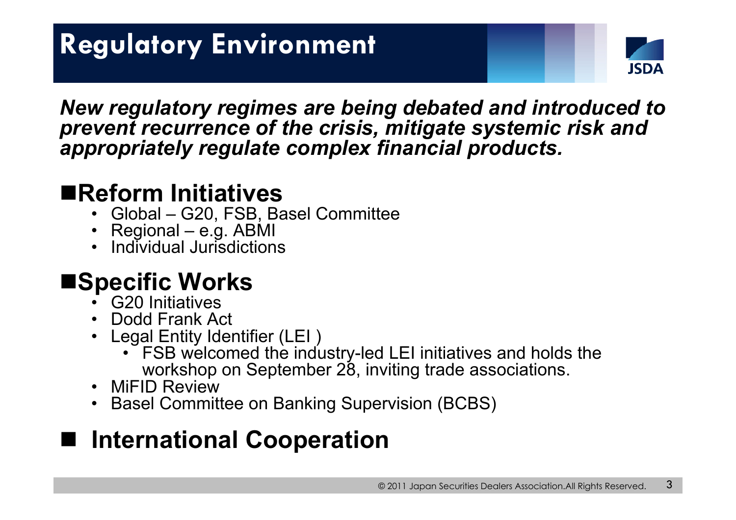# Regulatory Environment

***New regulatory regimes are being debated and introduced to prevent recurrence of the crisis, mitigate systemic risk and appropriately regulate complex financial products.***

## Reform Initiatives

- Global – G20, FSB, Basel Committee
- Regional – e.g. ABMI
- Individual Jurisdictions

## Specific Works

- G20 Initiatives
- Dodd Frank Act
- Legal Entity Identifier (LEI )
  - FSB welcomed the industry-led LEI initiatives and holds the workshop on September 28, inviting trade associations.
- MiFID Review
- Basel Committee on Banking Supervision (BCBS)

## International Cooperation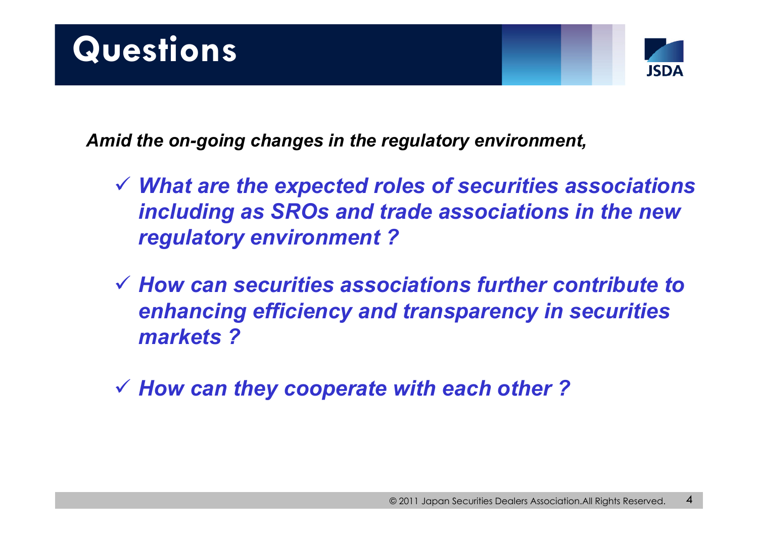# Questions

*Amid the on-going changes in the regulatory environment,*

- ✓ ***What are the expected roles of securities associations including as SROs and trade associations in the new regulatory environment ?***
- ✓ ***How can securities associations further contribute to enhancing efficiency and transparency in securities markets ?***
- ✓ ***How can they cooperate with each other ?***